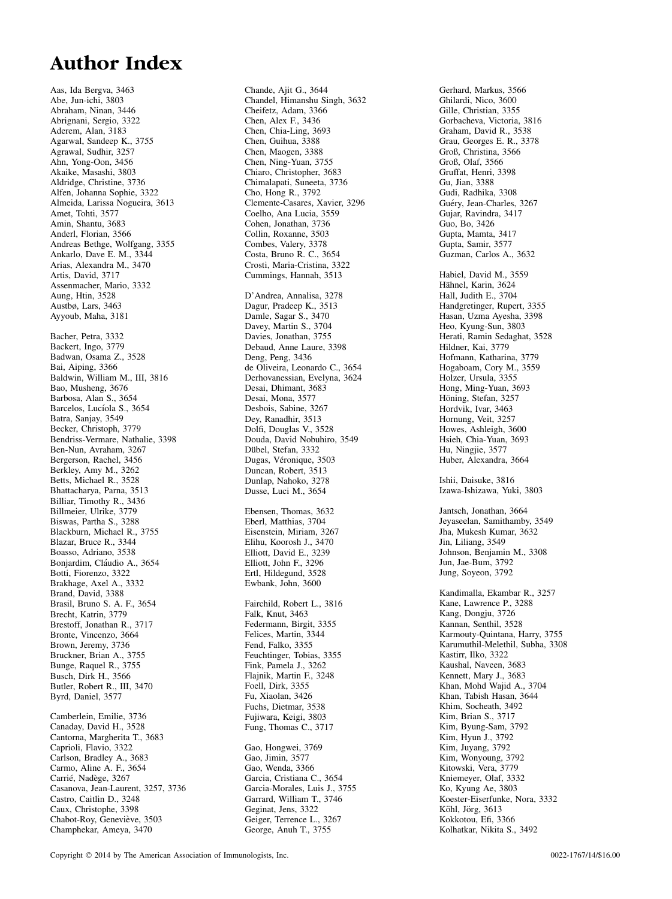# Author Index

Aas, Ida Bergva, 3463
Abe, Jun-ichi, 3803
Abraham, Ninan, 3446
Abrignani, Sergio, 3322
Aderem, Alan, 3183
Agarwal, Sandeep K., 3755
Agrawal, Sudhir, 3257
Ahn, Yong-Oon, 3456
Akaike, Masashi, 3803
Aldridge, Christine, 3736
Alfen, Johanna Sophie, 3322
Almeida, Larissa Nogueira, 3613
Amet, Tohti, 3577
Amin, Shantu, 3683
Anderl, Florian, 3566
Andreas Bethge, Wolfgang, 3355
Ankarlo, Dave E. M., 3344
Arias, Alexandra M., 3470
Artis, David, 3717
Assenmacher, Mario, 3332
Aung, Htin, 3528
Austbø, Lars, 3463
Ayyoub, Maha, 3181

Bacher, Petra, 3332
Backert, Ingo, 3779
Badwan, Osama Z., 3528
Bai, Aiping, 3366
Baldwin, William M., III, 3816
Bao, Musheng, 3676
Barbosa, Alan S., 3654
Barcelos, Lucíola S., 3654
Batra, Sanjay, 3549
Becker, Christoph, 3779
Bendriss-Vermare, Nathalie, 3398
Ben-Nun, Avraham, 3267
Bergerson, Rachel, 3456
Berkley, Amy M., 3262
Betts, Michael R., 3528
Bhattacharya, Parna, 3513
Billiar, Timothy R., 3436
Billmeier, Ulrike, 3779
Biswas, Partha S., 3288
Blackburn, Michael R., 3755
Blazar, Bruce R., 3344
Boasso, Adriano, 3538
Bonjardim, Cláudio A., 3654
Botti, Fiorenzo, 3322
Brakhage, Axel A., 3332
Brand, David, 3388
Brasil, Bruno S. A. F., 3654
Brecht, Katrin, 3779
Brestoff, Jonathan R., 3717
Bronte, Vincenzo, 3664
Brown, Jeremy, 3736
Bruckner, Brian A., 3755
Bunge, Raquel R., 3755
Busch, Dirk H., 3566
Butler, Robert R., III, 3470
Byrd, Daniel, 3577

Camberlein, Emilie, 3736
Canaday, David H., 3528
Cantorna, Margherita T., 3683
Caprioli, Flavio, 3322
Carlson, Bradley A., 3683
Carmo, Aline A. F., 3654
Carrié, Nadège, 3267
Casanova, Jean-Laurent, 3257, 3736
Castro, Caitlin D., 3248
Caux, Christophe, 3398
Chabot-Roy, Geneviève, 3503
Champhekar, Ameya, 3470
Chande, Ajit G., 3644
Chandel, Himanshu Singh, 3632
Cheifetz, Adam, 3366
Chen, Alex F., 3436
Chen, Chia-Ling, 3693
Chen, Guihua, 3388
Chen, Maogen, 3388
Chen, Ning-Yuan, 3755
Chiaro, Christopher, 3683
Chimalapati, Suneeta, 3736
Cho, Hong R., 3792
Clemente-Casares, Xavier, 3296
Coelho, Ana Lucia, 3559
Cohen, Jonathan, 3736
Collin, Roxanne, 3503
Combes, Valery, 3378
Costa, Bruno R. C., 3654
Crosti, Maria-Cristina, 3322
Cummings, Hannah, 3513

D'Andrea, Annalisa, 3278
Dagur, Pradeep K., 3513
Damle, Sagar S., 3470
Davey, Martin S., 3704
Davies, Jonathan, 3755
Debaud, Anne Laure, 3398
Deng, Peng, 3436
de Oliveira, Leonardo C., 3654
Derhovanessian, Evelyna, 3624
Desai, Dhimant, 3683
Desai, Mona, 3577
Desbois, Sabine, 3267
Dey, Ranadhir, 3513
Dolfi, Douglas V., 3528
Douda, David Nobuhiro, 3549
Dübel, Stefan, 3332
Dugas, Véronique, 3503
Duncan, Robert, 3513
Dunlap, Nahoko, 3278
Dusse, Luci M., 3654

Ebensen, Thomas, 3632
Eberl, Matthias, 3704
Eisenstein, Miriam, 3267
Elihu, Koorosh J., 3470
Elliott, David E., 3239
Elliott, John F., 3296
Ertl, Hildegund, 3528
Ewbank, John, 3600

Fairchild, Robert L., 3816
Falk, Knut, 3463
Federmann, Birgit, 3355
Felices, Martin, 3344
Fend, Falko, 3355
Feuchtinger, Tobias, 3355
Fink, Pamela J., 3262
Flajnik, Martin F., 3248
Foell, Dirk, 3355
Fu, Xiaolan, 3426
Fuchs, Dietmar, 3538
Fujiwara, Keigi, 3803
Fung, Thomas C., 3717

Gao, Hongwei, 3769
Gao, Jimin, 3577
Gao, Wenda, 3366
Garcia, Cristiana C., 3654
Garcia-Morales, Luis J., 3755
Garrard, William T., 3746
Geginat, Jens, 3322
Geiger, Terrence L., 3267
George, Anuh T., 3755
Gerhard, Markus, 3566
Ghilardi, Nico, 3600
Gille, Christian, 3355
Gorbacheva, Victoria, 3816
Graham, David R., 3538
Grau, Georges E. R., 3378
Groß, Christina, 3566
Groß, Olaf, 3566
Gruffat, Henri, 3398
Gu, Jian, 3388
Gudi, Radhika, 3308
Guéry, Jean-Charles, 3267
Gujar, Ravindra, 3417
Guo, Bo, 3426
Gupta, Mamta, 3417
Gupta, Samir, 3577
Guzman, Carlos A., 3632

Habiel, David M., 3559
Hähnel, Karin, 3624
Hall, Judith E., 3704
Handgretinger, Rupert, 3355
Hasan, Uzma Ayesha, 3398
Heo, Kyung-Sun, 3803
Herati, Ramin Sedaghat, 3528
Hildner, Kai, 3779
Hofmann, Katharina, 3779
Hogaboam, Cory M., 3559
Holzer, Ursula, 3355
Hong, Ming-Yuan, 3693
Höning, Stefan, 3257
Hordvik, Ivar, 3463
Hornung, Veit, 3257
Howes, Ashleigh, 3600
Hsieh, Chia-Yuan, 3693
Hu, Ningjie, 3577
Huber, Alexandra, 3664

Ishii, Daisuke, 3816
Izawa-Ishizawa, Yuki, 3803

Jantsch, Jonathan, 3664
Jeyaseelan, Samithamby, 3549
Jha, Mukesh Kumar, 3632
Jin, Liliang, 3549
Johnson, Benjamin M., 3308
Jun, Jae-Bum, 3792
Jung, Soyeon, 3792

Kandimalla, Ekambar R., 3257
Kane, Lawrence P., 3288
Kang, Dongju, 3726
Kannan, Senthil, 3528
Karmouty-Quintana, Harry, 3755
Karumuthil-Melethil, Subha, 3308
Kastirr, Ilko, 3322
Kaushal, Naveen, 3683
Kennett, Mary J., 3683
Khan, Mohd Wajid A., 3704
Khan, Tabish Hasan, 3644
Khim, Socheath, 3492
Kim, Brian S., 3717
Kim, Byung-Sam, 3792
Kim, Hyun J., 3792
Kim, Juyang, 3792
Kim, Wonyoung, 3792
Kitowski, Vera, 3779
Kniemeyer, Olaf, 3332
Ko, Kyung Ae, 3803
Koester-Eiserfunke, Nora, 3332
Köhl, Jörg, 3613
Kokkotou, Efi, 3366
Kolhatkar, Nikita S., 3492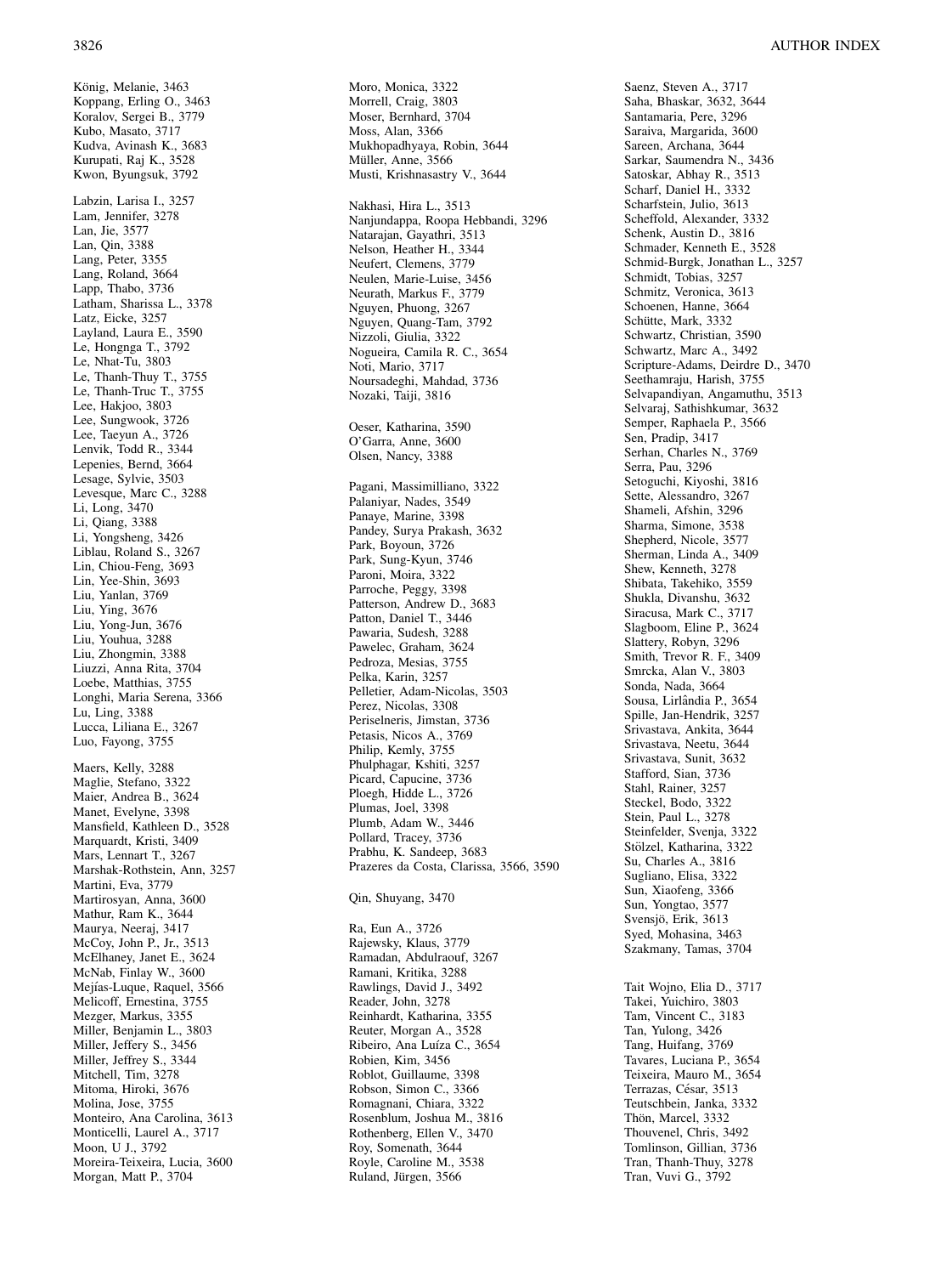König, Melanie, 3463
Koppang, Erling O., 3463
Koralov, Sergei B., 3779
Kubo, Masato, 3717
Kudva, Avinash K., 3683
Kurupati, Raj K., 3528
Kwon, Byungsuk, 3792

Labzin, Larisa I., 3257
Lam, Jennifer, 3278
Lan, Jie, 3577
Lan, Qin, 3388
Lang, Peter, 3355
Lang, Roland, 3664
Lapp, Thabo, 3736
Latham, Sharissa L., 3378
Latz, Eicke, 3257
Layland, Laura E., 3590
Le, Hongnga T., 3792
Le, Nhat-Tu, 3803
Le, Thanh-Thuy T., 3755
Le, Thanh-Truc T., 3755
Lee, Hakjoo, 3803
Lee, Sungwook, 3726
Lee, Taeyun A., 3726
Lenvik, Todd R., 3344
Lepenies, Bernd, 3664
Lesage, Sylvie, 3503
Levesque, Marc C., 3288
Li, Long, 3470
Li, Qiang, 3388
Li, Yongsheng, 3426
Liblau, Roland S., 3267
Lin, Chiou-Feng, 3693
Lin, Yee-Shin, 3693
Liu, Yanlan, 3769
Liu, Ying, 3676
Liu, Yong-Jun, 3676
Liu, Youhua, 3288
Liu, Zhongmin, 3388
Liuzzi, Anna Rita, 3704
Loebe, Matthias, 3755
Longhi, Maria Serena, 3366
Lu, Ling, 3388
Lucca, Liliana E., 3267
Luo, Fayong, 3755

Maers, Kelly, 3288
Maglie, Stefano, 3322
Maier, Andrea B., 3624
Manet, Evelyne, 3398
Mansfield, Kathleen D., 3528
Marquardt, Kristi, 3409
Mars, Lennart T., 3267
Marshak-Rothstein, Ann, 3257
Martini, Eva, 3779
Martirosyan, Anna, 3600
Mathur, Ram K., 3644
Maurya, Neeraj, 3417
McCoy, John P., Jr., 3513
McElhaney, Janet E., 3624
McNab, Finlay W., 3600
Mejías-Luque, Raquel, 3566
Melicoff, Ernestina, 3755
Mezger, Markus, 3355
Miller, Benjamin L., 3803
Miller, Jeffery S., 3456
Miller, Jeffrey S., 3344
Mitchell, Tim, 3278
Mitoma, Hiroki, 3676
Molina, Jose, 3755
Monteiro, Ana Carolina, 3613
Monticelli, Laurel A., 3717
Moon, U J., 3792
Moreira-Teixeira, Lucia, 3600
Morgan, Matt P., 3704
Moro, Monica, 3322
Morrell, Craig, 3803
Moser, Bernhard, 3704
Moss, Alan, 3366
Mukhopadhyaya, Robin, 3644
Müller, Anne, 3566
Musti, Krishnasastry V., 3644

Nakhasi, Hira L., 3513
Nanjundappa, Roopa Hebbandi, 3296
Natarajan, Gayathri, 3513
Nelson, Heather H., 3344
Neufert, Clemens, 3779
Neulen, Marie-Luise, 3456
Neurath, Markus F., 3779
Nguyen, Phuong, 3267
Nguyen, Quang-Tam, 3792
Nizzoli, Giulia, 3322
Nogueira, Camila R. C., 3654
Noti, Mario, 3717
Noursadeghi, Mahdad, 3736
Nozaki, Taiji, 3816

Oeser, Katharina, 3590
O'Garra, Anne, 3600
Olsen, Nancy, 3388

Pagani, Massimilliano, 3322
Palaniyar, Nades, 3549
Panaye, Marine, 3398
Pandey, Surya Prakash, 3632
Park, Boyoun, 3726
Park, Sung-Kyun, 3746
Paroni, Moira, 3322
Parroche, Peggy, 3398
Patterson, Andrew D., 3683
Patton, Daniel T., 3446
Pawaria, Sudesh, 3288
Pawelec, Graham, 3624
Pedroza, Mesias, 3755
Pelka, Karin, 3257
Pelletier, Adam-Nicolas, 3503
Perez, Nicolas, 3308
Periselneris, Jimstan, 3736
Petasis, Nicos A., 3769
Philip, Kemly, 3755
Phulphagar, Kshiti, 3257
Picard, Capucine, 3736
Ploegh, Hidde L., 3726
Plumas, Joel, 3398
Plumb, Adam W., 3446
Pollard, Tracey, 3736
Prabhu, K. Sandeep, 3683
Prazeres da Costa, Clarissa, 3566, 3590

Qin, Shuyang, 3470

Ra, Eun A., 3726
Rajewsky, Klaus, 3779
Ramadan, Abdulraouf, 3267
Ramani, Kritika, 3288
Rawlings, David J., 3492
Reader, John, 3278
Reinhardt, Katharina, 3355
Reuter, Morgan A., 3528
Ribeiro, Ana Luíza C., 3654
Robien, Kim, 3456
Roblot, Guillaume, 3398
Robson, Simon C., 3366
Romagnani, Chiara, 3322
Rosenblum, Joshua M., 3816
Rothenberg, Ellen V., 3470
Roy, Somenath, 3644
Royle, Caroline M., 3538
Ruland, Jürgen, 3566

Saenz, Steven A., 3717
Saha, Bhaskar, 3632, 3644
Santamaria, Pere, 3296
Saraiva, Margarida, 3600
Sareen, Archana, 3644
Sarkar, Saumendra N., 3436
Satoskar, Abhay R., 3513
Scharf, Daniel H., 3332
Scharfstein, Julio, 3613
Scheffold, Alexander, 3332
Schenk, Austin D., 3816
Schmader, Kenneth E., 3528
Schmid-Burgk, Jonathan L., 3257
Schmidt, Tobias, 3257
Schmitz, Veronica, 3613
Schoenen, Hanne, 3664
Schütte, Mark, 3332
Schwartz, Christian, 3590
Schwartz, Marc A., 3492
Scripture-Adams, Deirdre D., 3470
Seethamraju, Harish, 3755
Selvapandiyan, Angamuthu, 3513
Selvaraj, Sathishkumar, 3632
Semper, Raphaela P., 3566
Sen, Pradip, 3417
Serhan, Charles N., 3769
Serra, Pau, 3296
Setoguchi, Kiyoshi, 3816
Sette, Alessandro, 3267
Shameli, Afshin, 3296
Sharma, Simone, 3538
Shepherd, Nicole, 3577
Sherman, Linda A., 3409
Shew, Kenneth, 3278
Shibata, Takehiko, 3559
Shukla, Divanshu, 3632
Siracusa, Mark C., 3717
Slagboom, Eline P., 3624
Slattery, Robyn, 3296
Smith, Trevor R. F., 3409
Smrcka, Alan V., 3803
Sonda, Nada, 3664
Sousa, Lirlândia P., 3654
Spille, Jan-Hendrik, 3257
Srivastava, Ankita, 3644
Srivastava, Neetu, 3644
Srivastava, Sunit, 3632
Stafford, Sian, 3736
Stahl, Rainer, 3257
Steckel, Bodo, 3322
Stein, Paul L., 3278
Steinfelder, Svenja, 3322
Stölzel, Katharina, 3322
Su, Charles A., 3816
Sugliano, Elisa, 3322
Sun, Xiaofeng, 3366
Sun, Yongtao, 3577
Svensjö, Erik, 3613
Syed, Mohasina, 3463
Szakmany, Tamas, 3704

Tait Wojno, Elia D., 3717
Takei, Yuichiro, 3803
Tam, Vincent C., 3183
Tan, Yulong, 3426
Tang, Huifang, 3769
Tavares, Luciana P., 3654
Teixeira, Mauro M., 3654
Terrazas, César, 3513
Teutschbein, Janka, 3332
Thön, Marcel, 3332
Thouvenel, Chris, 3492
Tomlinson, Gillian, 3736
Tran, Thanh-Thuy, 3278
Tran, Vuvi G., 3792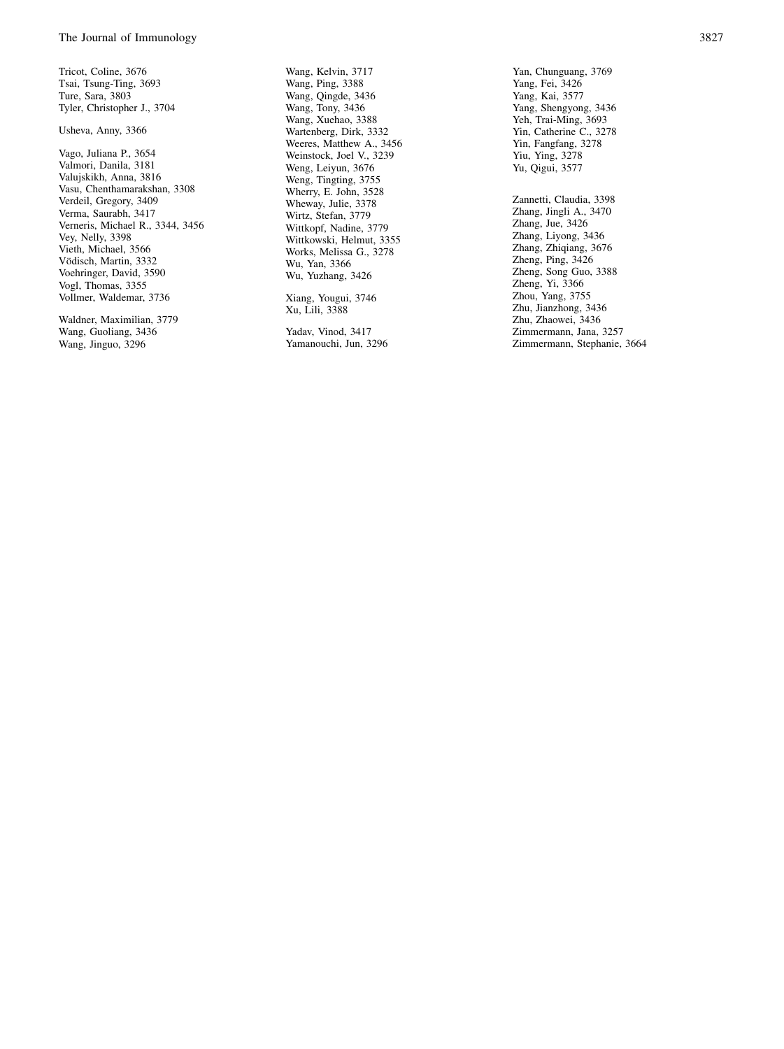Tricot, Coline, 3676
Tsai, Tsung-Ting, 3693
Ture, Sara, 3803
Tyler, Christopher J., 3704

Usheva, Anny, 3366

Vago, Juliana P., 3654
Valmori, Danila, 3181
Valujskikh, Anna, 3816
Vasu, Chenthamarakshan, 3308
Verdeil, Gregory, 3409
Verma, Saurabh, 3417
Verneris, Michael R., 3344, 3456
Vey, Nelly, 3398
Vieth, Michael, 3566
Vödisch, Martin, 3332
Voehringer, David, 3590
Vogl, Thomas, 3355
Vollmer, Waldemar, 3736

Waldner, Maximilian, 3779
Wang, Guoliang, 3436
Wang, Jinguo, 3296
Wang, Kelvin, 3717
Wang, Ping, 3388
Wang, Qingde, 3436
Wang, Tony, 3436
Wang, Xuehao, 3388
Wartenberg, Dirk, 3332
Weeres, Matthew A., 3456
Weinstock, Joel V., 3239
Weng, Leiyun, 3676
Weng, Tingting, 3755
Wherry, E. John, 3528
Wheway, Julie, 3378
Wirtz, Stefan, 3779
Wittkopf, Nadine, 3779
Wittkowski, Helmut, 3355
Works, Melissa G., 3278
Wu, Yan, 3366
Wu, Yuzhang, 3426

Xiang, Yougui, 3746
Xu, Lili, 3388

Yadav, Vinod, 3417
Yamanouchi, Jun, 3296
Yan, Chunguang, 3769
Yang, Fei, 3426
Yang, Kai, 3577
Yang, Shengyong, 3436
Yeh, Trai-Ming, 3693
Yin, Catherine C., 3278
Yin, Fangfang, 3278
Yiu, Ying, 3278
Yu, Qigui, 3577

Zannetti, Claudia, 3398
Zhang, Jingli A., 3470
Zhang, Jue, 3426
Zhang, Liyong, 3436
Zhang, Zhiqiang, 3676
Zheng, Ping, 3426
Zheng, Song Guo, 3388
Zheng, Yi, 3366
Zhou, Yang, 3755
Zhu, Jianzhong, 3436
Zhu, Zhaowei, 3436
Zimmermann, Jana, 3257
Zimmermann, Stephanie, 3664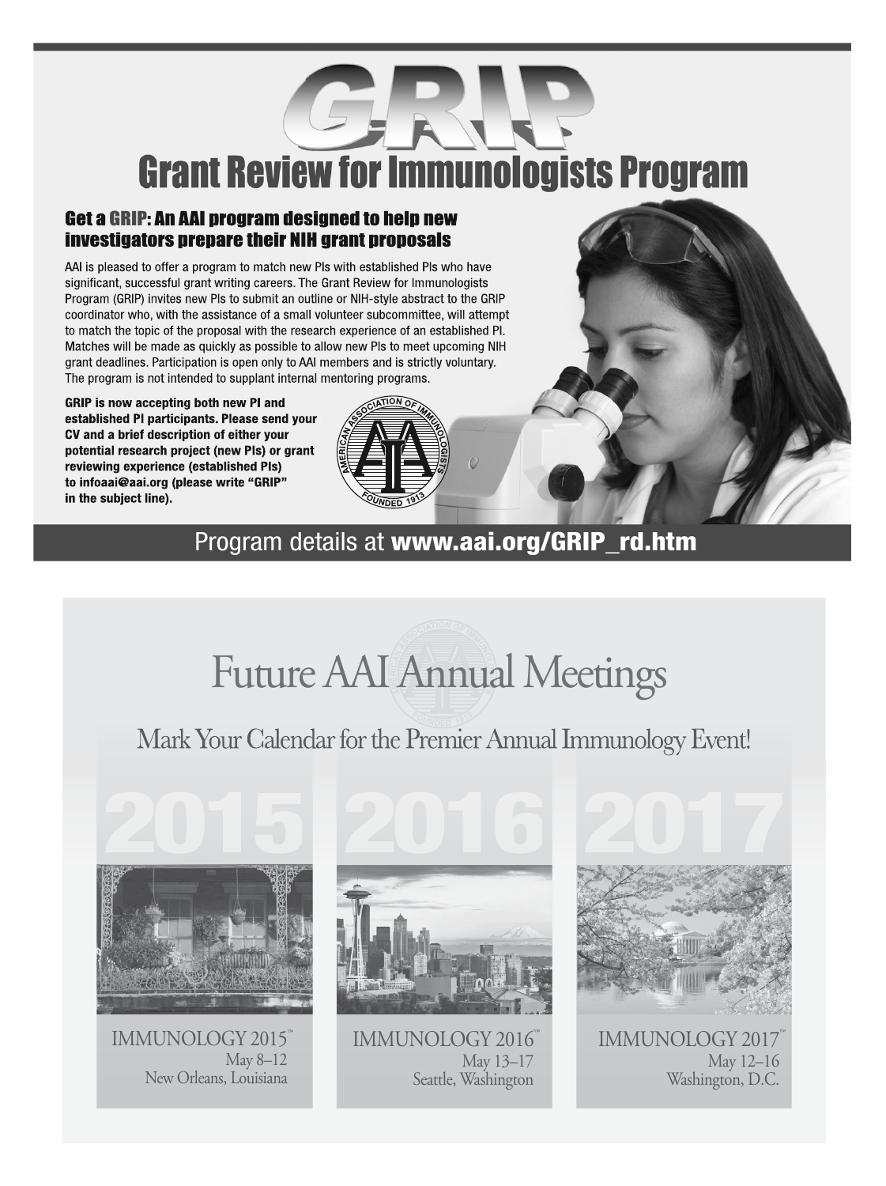# GRIP

## Grant Review for Immunologists Program

### Get a GRIP: An AAI program designed to help new investigators prepare their NIH grant proposals

AAI is pleased to offer a program to match new PIs with established PIs who have significant, successful grant writing careers. The Grant Review for Immunologists Program (GRIP) invites new PIs to submit an outline or NIH-style abstract to the GRIP coordinator who, with the assistance of a small volunteer subcommittee, will attempt to match the topic of the proposal with the research experience of an established PI. Matches will be made as quickly as possible to allow new PIs to meet upcoming NIH grant deadlines. Participation is open only to AAI members and is strictly voluntary. The program is not intended to supplant internal mentoring programs.

**GRIP is now accepting both new PI and established PI participants. Please send your CV and a brief description of either your potential research project (new PIs) or grant reviewing experience (established PIs) to infoaai@aai.org (please write "GRIP" in the subject line).**

American Association of Immunologists — Founded 1913

Program details at **www.aai.org/GRIP_rd.htm**

# Future AAI Annual Meetings

## Mark Your Calendar for the Premier Annual Immunology Event!

**2015**
IMMUNOLOGY 2015™
May 8–12
New Orleans, Louisiana

**2016**
IMMUNOLOGY 2016™
May 13–17
Seattle, Washington

**2017**
IMMUNOLOGY 2017™
May 12–16
Washington, D.C.